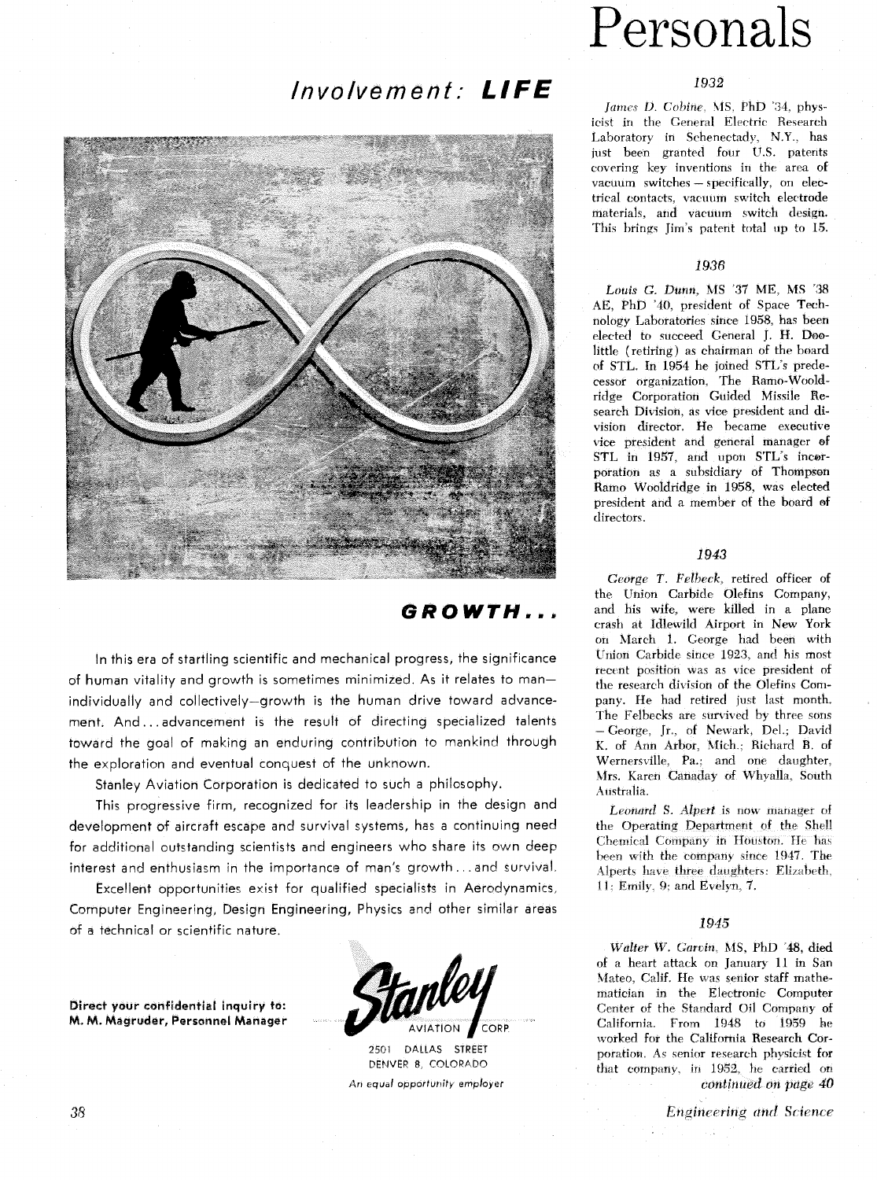## Involvement: **LIFE**

### **GROWTH...**

In this era of startling scientific and mechanical progress, the significance of human vitality and growth is sometimes minimized. As it relates to man—individually and collectively—growth is the human drive toward advancement. And... advancement is the result of directing specialized talents toward the goal of making an enduring contribution to mankind through the exploration and eventual conquest of the unknown.

Stanley Aviation Corporation is dedicated to such a philosophy.

This progressive firm, recognized for its leadership in the design and development of aircraft escape and survival systems, has a continuing need for additional outstanding scientists and engineers who share its own deep interest and enthusiasm in the importance of man's growth... and survival.

Excellent opportunities exist for qualified specialists in Aerodynamics, Computer Engineering, Design Engineering, Physics and other similar areas of a technical or scientific nature.

**Direct your confidential inquiry to:**
**M. M. Magruder, Personnel Manager**

Stanley AVIATION CORP.
2501 DALLAS STREET
DENVER 8, COLORADO
*An equal opportunity employer*

# Personals

### *1932*

*James D. Cobine*, MS, PhD '34, physicist in the General Electric Research Laboratory in Schenectady, N.Y., has just been granted four U.S. patents covering key inventions in the area of vacuum switches – specifically, on electrical contacts, vacuum switch electrode materials, and vacuum switch design. This brings Jim's patent total up to 15.

### *1936*

*Louis G. Dunn*, MS '37 ME, MS '38 AE, PhD '40, president of Space Technology Laboratories since 1958, has been elected to succeed General J. H. Doolittle (retiring) as chairman of the board of STL. In 1954 he joined STL's predecessor organization, The Ramo-Wooldridge Corporation Guided Missile Research Division, as vice president and division director. He became executive vice president and general manager of STL in 1957, and upon STL's incorporation as a subsidiary of Thompson Ramo Wooldridge in 1958, was elected president and a member of the board of directors.

### *1943*

*George T. Felbeck*, retired officer of the Union Carbide Olefins Company, and his wife, were killed in a plane crash at Idlewild Airport in New York on March 1. George had been with Union Carbide since 1923, and his most recent position was as vice president of the research division of the Olefins Company. He had retired just last month. The Felbecks are survived by three sons – George, Jr., of Newark, Del.; David K. of Ann Arbor, Mich.; Richard B. of Wernersville, Pa.; and one daughter, Mrs. Karen Canaday of Whyalla, South Australia.

*Leonard S. Alpert* is now manager of the Operating Department of the Shell Chemical Company in Houston. He has been with the company since 1947. The Alperts have three daughters: Elizabeth, 11; Emily, 9; and Evelyn, 7.

### *1945*

*Walter W. Garvin*, MS, PhD '48, died of a heart attack on January 11 in San Mateo, Calif. He was senior staff mathematician in the Electronic Computer Center of the Standard Oil Company of California. From 1948 to 1959 he worked for the California Research Corporation. As senior research physicist for that company, in 1952, he carried on

*continued on page 40*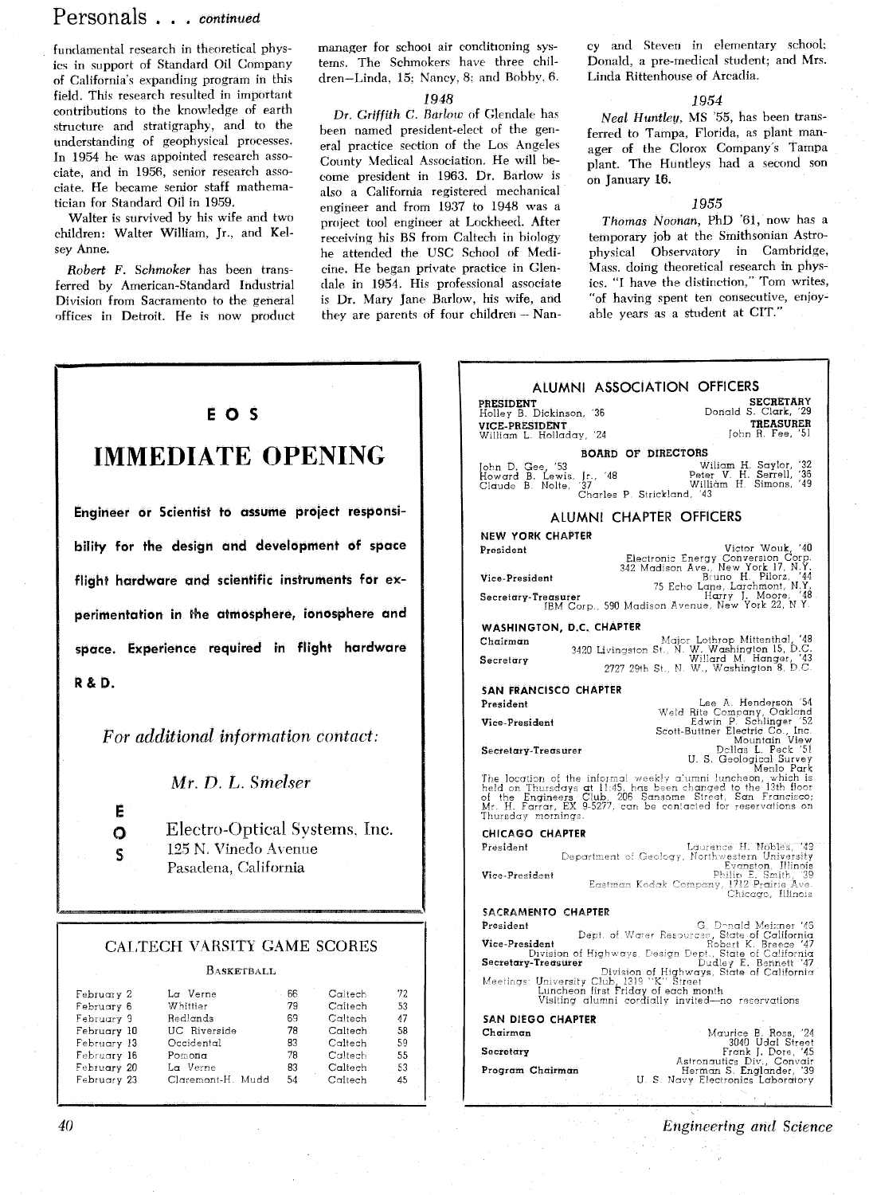## Personals . . . *continued*

fundamental research in theoretical physics in support of Standard Oil Company of California's expanding program in this field. This research resulted in important contributions to the knowledge of earth structure and stratigraphy, and to the understanding of geophysical processes. In 1954 he was appointed research associate, and in 1956, senior research associate. He became senior staff mathematician for Standard Oil in 1959.

Walter is survived by his wife and two children: Walter William, Jr., and Kelsey Anne.

*Robert F. Schmoker* has been transferred by American-Standard Industrial Division from Sacramento to the general offices in Detroit. He is now product manager for school air conditioning systems. The Schmokers have three children—Linda, 15; Nancy, 8; and Bobby, 6.

### 1948

*Dr. Griffith C. Barlow* of Glendale has been named president-elect of the general practice section of the Los Angeles County Medical Association. He will become president in 1963. Dr. Barlow is also a California registered mechanical engineer and from 1937 to 1948 was a project tool engineer at Lockheed. After receiving his BS from Caltech in biology he attended the USC School of Medicine. He began private practice in Glendale in 1954. His professional associate is Dr. Mary Jane Barlow, his wife, and they are parents of four children – Nancy and Steven in elementary school; Donald, a pre-medical student; and Mrs. Linda Rittenhouse of Arcadia.

### 1954

*Neal Huntley*, MS '55, has been transferred to Tampa, Florida, as plant manager of the Clorox Company's Tampa plant. The Huntleys had a second son on January 16.

### 1955

*Thomas Noonan*, PhD '61, now has a temporary job at the Smithsonian Astrophysical Observatory in Cambridge, Mass. doing theoretical research in physics. "I have the distinction," Tom writes, "of having spent ten consecutive, enjoyable years as a student at CIT."

---

EOS

# IMMEDIATE OPENING

**Engineer or Scientist to assume project responsibility for the design and development of space flight hardware and scientific instruments for experimentation in the atmosphere, ionosphere and space. Experience required in flight hardware R & D.**

*For additional information contact:*

*Mr. D. L. Smelser*

E O S

Electro-Optical Systems, Inc.
125 N. Vinedo Avenue
Pasadena, California

---

## CALTECH VARSITY GAME SCORES

BASKETBALL

| | | | | |
|---|---|---|---|---|
| February 2 | La Verne | 66 | Caltech | 72 |
| February 6 | Whittier | 79 | Caltech | 53 |
| February 9 | Redlands | 69 | Caltech | 47 |
| February 10 | UC Riverside | 78 | Caltech | 58 |
| February 13 | Occidental | 83 | Caltech | 59 |
| February 16 | Pomona | 78 | Caltech | 55 |
| February 20 | La Verne | 83 | Caltech | 53 |
| February 23 | Claremont-H. Mudd | 54 | Caltech | 45 |

---

## ALUMNI ASSOCIATION OFFICERS

**PRESIDENT**
Holley B. Dickinson, '36

**VICE-PRESIDENT**
William L. Holladay, '24

**SECRETARY**
Donald S. Clark, '29

**TREASURER**
John R. Fee, '51

**BOARD OF DIRECTORS**

John D. Gee, '53
Howard B. Lewis, Jr., '48
Claude B. Nolte, '37
William H. Saylor, '32
Peter V. H. Serrell, '36
William H. Simons, '49
Charles P. Strickland, '43

## ALUMNI CHAPTER OFFICERS

**NEW YORK CHAPTER**

**President** — Victor Wouk, '40, Electronic Energy Conversion Corp., 342 Madison Ave., New York 17, N.Y.

**Vice-President** — Bruno H. Pilorz, '44, 75 Echo Lane, Larchmont, N.Y.

**Secretary-Treasurer** — Harry J. Moore, '48, IBM Corp., 590 Madison Avenue, New York 22, N.Y.

**WASHINGTON, D.C. CHAPTER**

**Chairman** — Major Lothrop Mittenthal, '48, 3420 Livingston St., N. W. Washington 15, D.C.

**Secretary** — Willard M. Hanger, '43, 2727 29th St., N. W., Washington 8, D.C.

**SAN FRANCISCO CHAPTER**

**President** — Lee A. Henderson '54, Weld Rite Company, Oakland

**Vice-President** — Edwin P. Schlinger '52, Scott-Buttner Electric Co., Inc., Mountain View

**Secretary-Treasurer** — Dallas L. Peck '51, U. S. Geological Survey, Menlo Park

The location of the informal weekly alumni luncheon, which is held on Thursdays at 11:45, has been changed to the 13th floor of the Engineers Club, 206 Sansome Street, San Francisco; Mr. H. Farrar, EX 9-5277, can be contacted for reservations on Thursday mornings.

**CHICAGO CHAPTER**

**President** — Laurence H. Nobles, '49, Department of Geology, Northwestern University, Evanston, Illinois

**Vice-President** — Philip E. Smith, '39, Eastman Kodak Company, 1712 Prairie Ave., Chicago, Illinois

**SACRAMENTO CHAPTER**

**President** — G. Donald Meixner '46, Dept. of Water Resources, State of California

**Vice-President** — Robert K. Breece '47, Division of Highways, Design Dept., State of California

**Secretary-Treasurer** — Dudley E. Bennett '47, Division of Highways, State of California

Meetings: University Club, 1319 "K" Street
Luncheon first Friday of each month
Visiting alumni cordially invited—no reservations

**SAN DIEGO CHAPTER**

**Chairman** — Maurice B. Ross, '24, 3040 Udal Street

**Secretary** — Frank J. Dore, '45, Astronautics Div., Convair

**Program Chairman** — Herman S. Englander, '39, U. S. Navy Electronics Laboratory